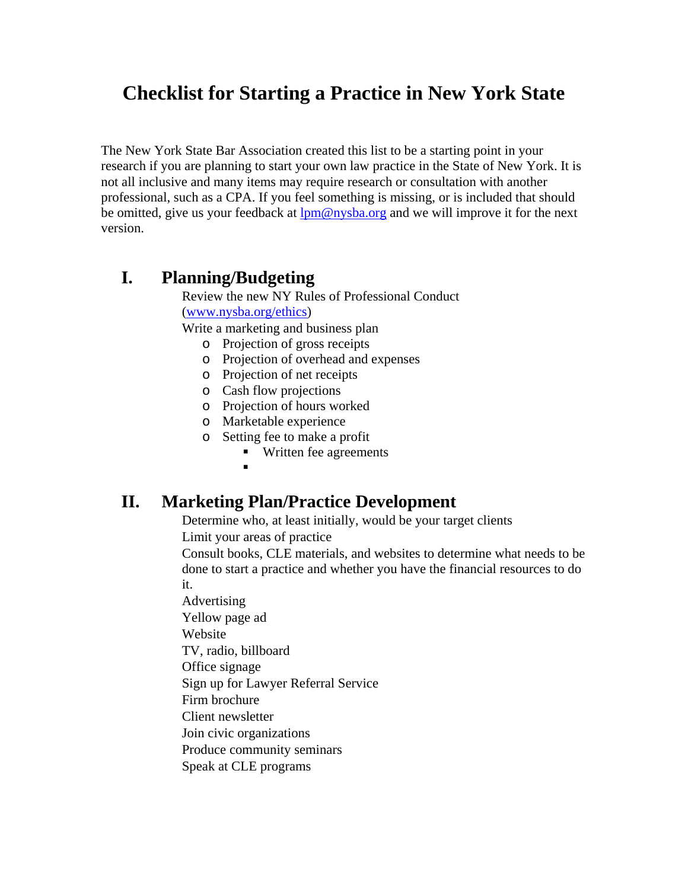# Checklist for Starting a Practice in New York State

The New York State Bar Association created this list to be a starting point in your research if you are planning to start your own law practice in the State of New York. It is not all inclusive and many items may require research or consultation with another professional, such as a CPA. If you feel something is missing, or is included that should be omitted, give us your feedback at [lpm@nysba.org](mailto:lpm@nysba.org) and we will improve it for the next version.

## I. Planning/Budgeting

Review the new NY Rules of Professional Conduct ([www.nysba.org/ethics](http://www.nysba.org/ethics))

Write a marketing and business plan

- Projection of gross receipts
- Projection of overhead and expenses
- Projection of net receipts
- Cash flow projections
- Projection of hours worked
- Marketable experience
- Setting fee to make a profit
  - Written fee agreements
  - 

## II. Marketing Plan/Practice Development

Determine who, at least initially, would be your target clients

Limit your areas of practice

Consult books, CLE materials, and websites to determine what needs to be done to start a practice and whether you have the financial resources to do it.

Advertising

Yellow page ad

Website

TV, radio, billboard

Office signage

Sign up for Lawyer Referral Service

Firm brochure

Client newsletter

Join civic organizations

Produce community seminars

Speak at CLE programs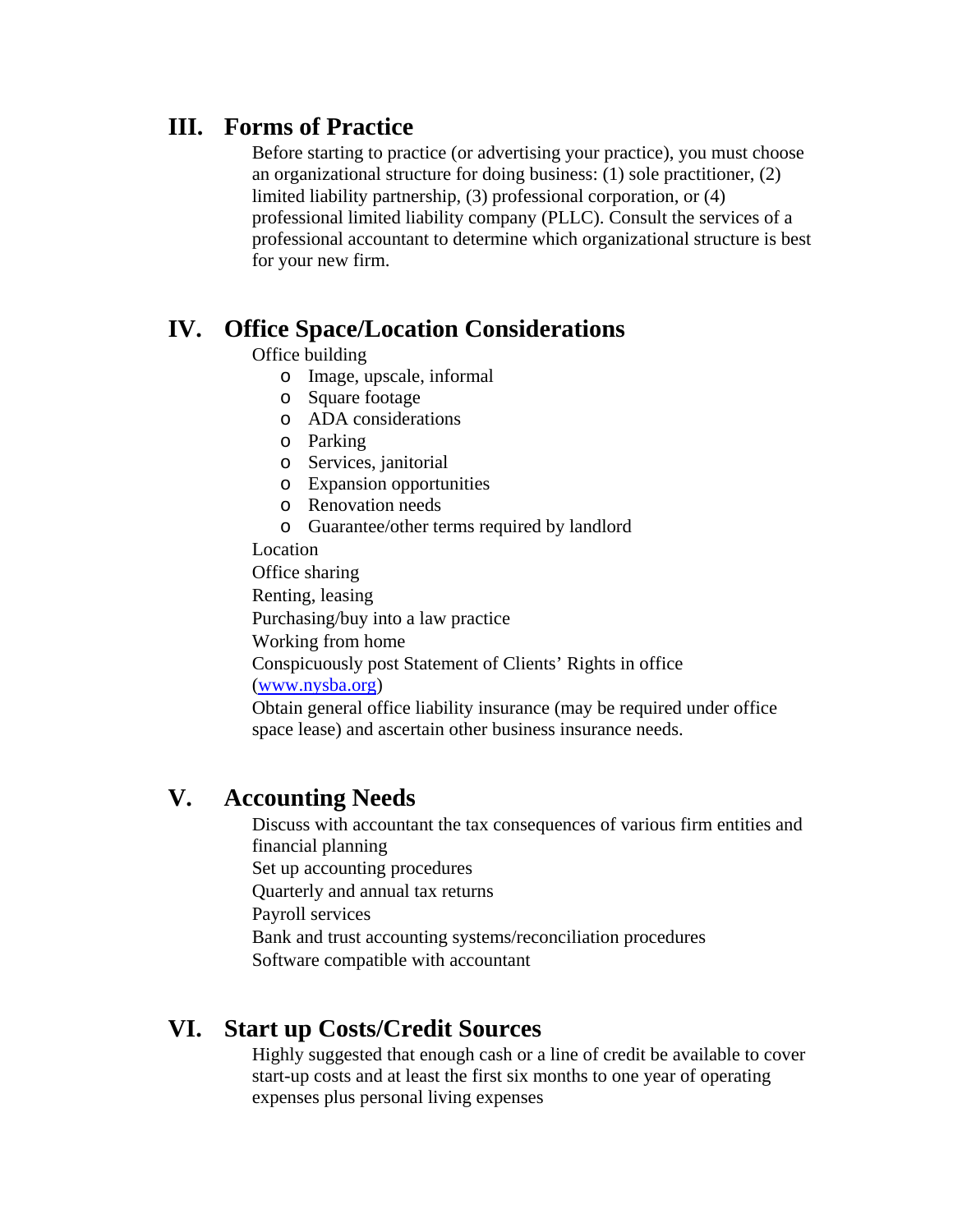## III. Forms of Practice

Before starting to practice (or advertising your practice), you must choose an organizational structure for doing business: (1) sole practitioner, (2) limited liability partnership, (3) professional corporation, or (4) professional limited liability company (PLLC). Consult the services of a professional accountant to determine which organizational structure is best for your new firm.

## IV. Office Space/Location Considerations

Office building

- Image, upscale, informal
- Square footage
- ADA considerations
- Parking
- Services, janitorial
- Expansion opportunities
- Renovation needs
- Guarantee/other terms required by landlord

Location

Office sharing

Renting, leasing

Purchasing/buy into a law practice

Working from home

Conspicuously post Statement of Clients' Rights in office (www.nysba.org)

Obtain general office liability insurance (may be required under office space lease) and ascertain other business insurance needs.

## V. Accounting Needs

Discuss with accountant the tax consequences of various firm entities and financial planning

Set up accounting procedures

Quarterly and annual tax returns

Payroll services

Bank and trust accounting systems/reconciliation procedures

Software compatible with accountant

## VI. Start up Costs/Credit Sources

Highly suggested that enough cash or a line of credit be available to cover start-up costs and at least the first six months to one year of operating expenses plus personal living expenses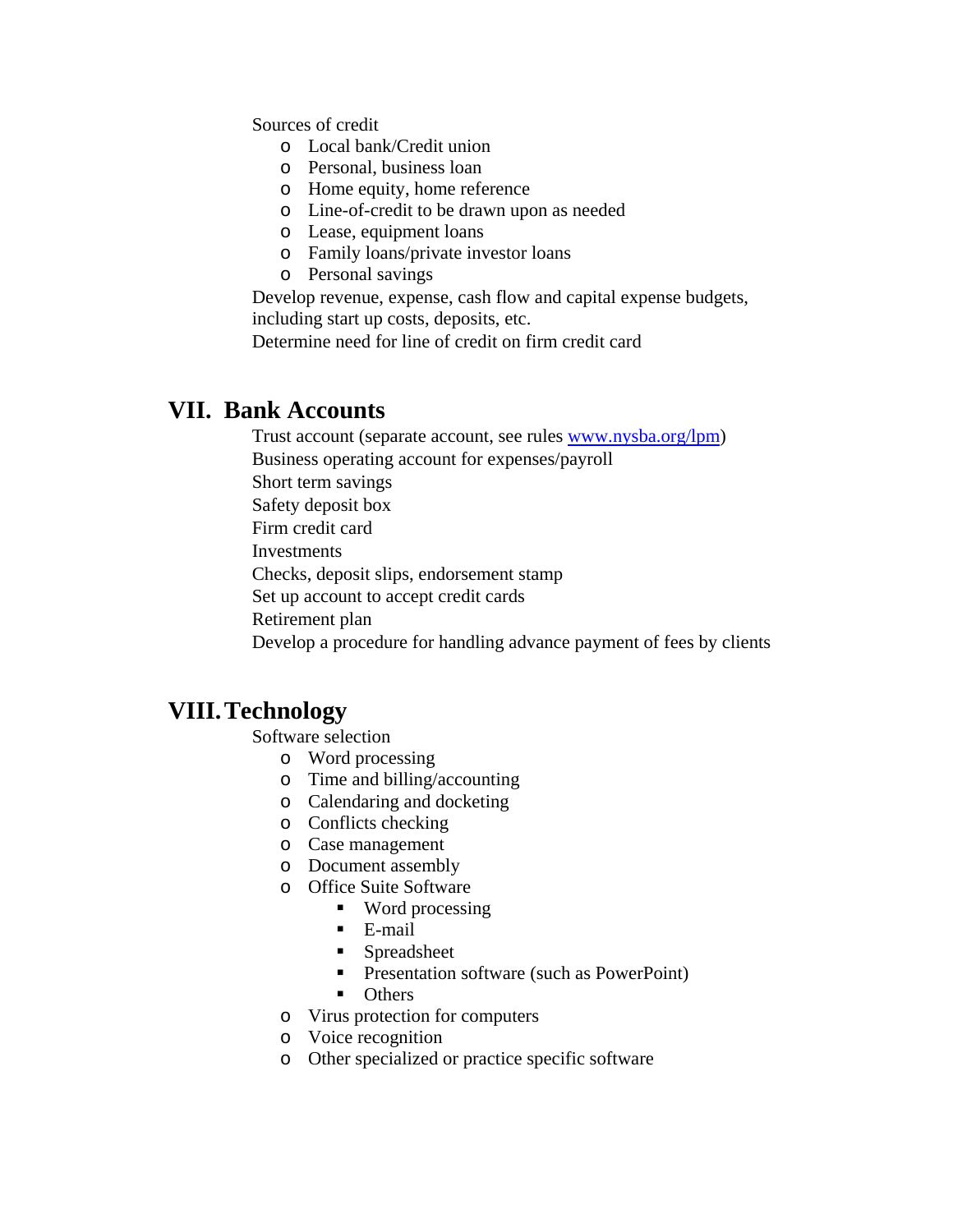Sources of credit

- Local bank/Credit union
- Personal, business loan
- Home equity, home reference
- Line-of-credit to be drawn upon as needed
- Lease, equipment loans
- Family loans/private investor loans
- Personal savings

Develop revenue, expense, cash flow and capital expense budgets, including start up costs, deposits, etc.

Determine need for line of credit on firm credit card

## VII. Bank Accounts

Trust account (separate account, see rules [www.nysba.org/lpm](www.nysba.org/lpm))

Business operating account for expenses/payroll

Short term savings

Safety deposit box

Firm credit card

Investments

Checks, deposit slips, endorsement stamp

Set up account to accept credit cards

Retirement plan

Develop a procedure for handling advance payment of fees by clients

## VIII. Technology

Software selection

- Word processing
- Time and billing/accounting
- Calendaring and docketing
- Conflicts checking
- Case management
- Document assembly
- Office Suite Software
  - Word processing
  - E-mail
  - Spreadsheet
  - Presentation software (such as PowerPoint)
  - Others
- Virus protection for computers
- Voice recognition
- Other specialized or practice specific software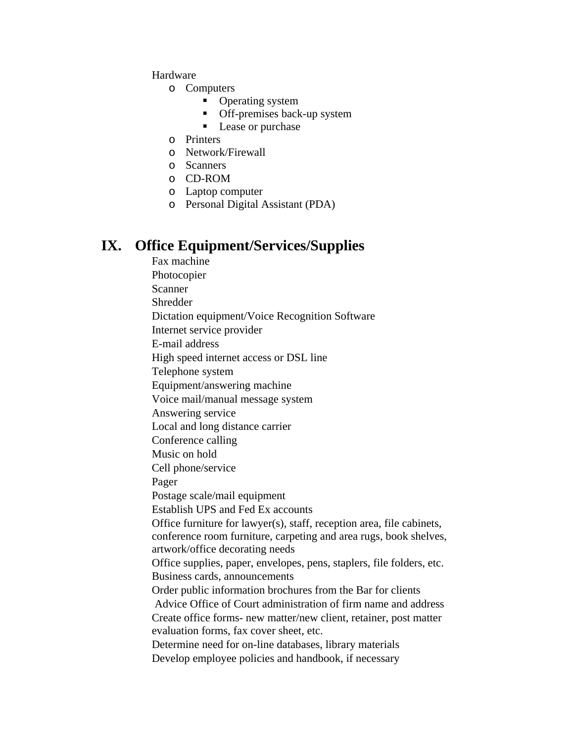Hardware

- Computers
  - Operating system
  - Off-premises back-up system
  - Lease or purchase
- Printers
- Network/Firewall
- Scanners
- CD-ROM
- Laptop computer
- Personal Digital Assistant (PDA)

## IX. Office Equipment/Services/Supplies

Fax machine
Photocopier
Scanner
Shredder
Dictation equipment/Voice Recognition Software
Internet service provider
E-mail address
High speed internet access or DSL line
Telephone system
Equipment/answering machine
Voice mail/manual message system
Answering service
Local and long distance carrier
Conference calling
Music on hold
Cell phone/service
Pager
Postage scale/mail equipment
Establish UPS and Fed Ex accounts
Office furniture for lawyer(s), staff, reception area, file cabinets, conference room furniture, carpeting and area rugs, book shelves, artwork/office decorating needs
Office supplies, paper, envelopes, pens, staplers, file folders, etc.
Business cards, announcements
Order public information brochures from the Bar for clients
Advice Office of Court administration of firm name and address
Create office forms- new matter/new client, retainer, post matter evaluation forms, fax cover sheet, etc.
Determine need for on-line databases, library materials
Develop employee policies and handbook, if necessary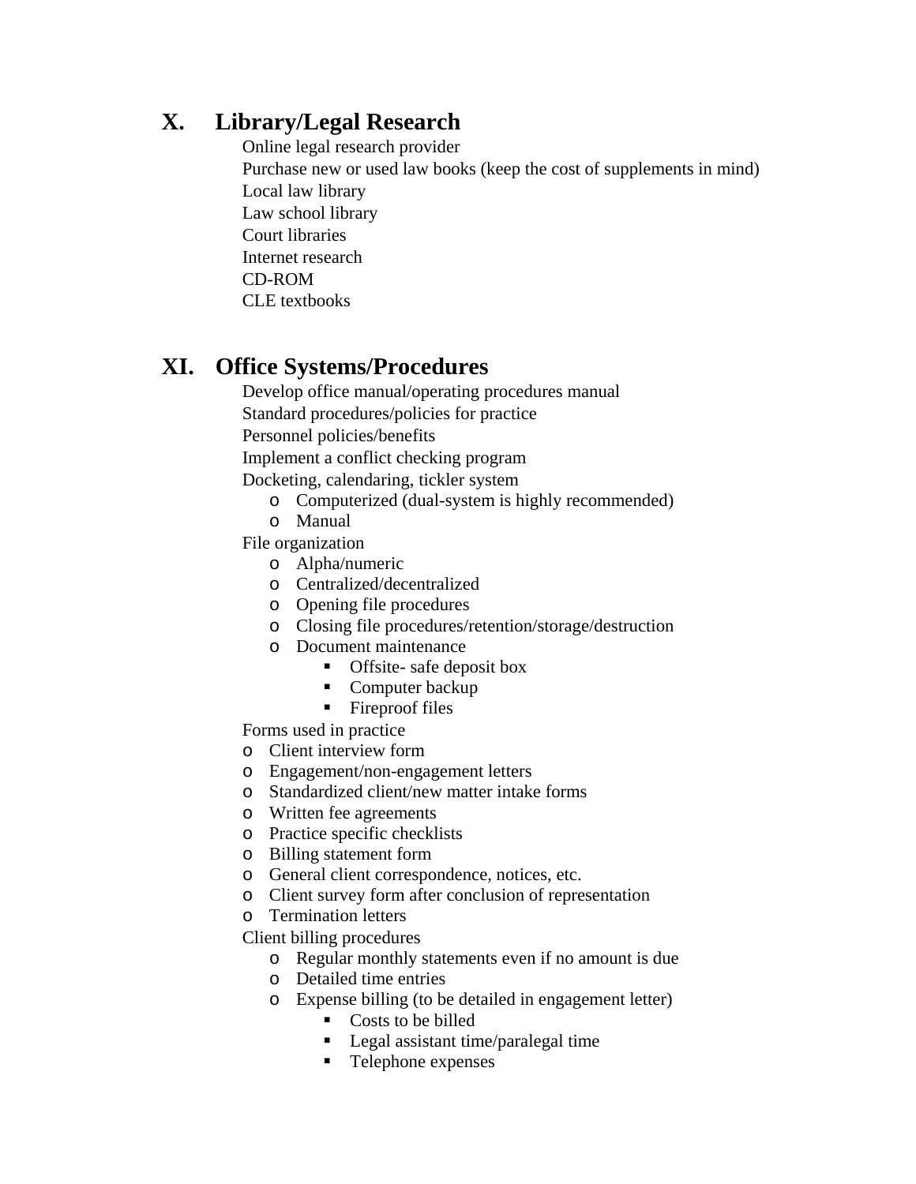## X. Library/Legal Research

- Online legal research provider
- Purchase new or used law books (keep the cost of supplements in mind)
- Local law library
- Law school library
- Court libraries
- Internet research
- CD-ROM
- CLE textbooks

## XI. Office Systems/Procedures

- Develop office manual/operating procedures manual
- Standard procedures/policies for practice
- Personnel policies/benefits
- Implement a conflict checking program
- Docketing, calendaring, tickler system
  - Computerized (dual-system is highly recommended)
  - Manual
- File organization
  - Alpha/numeric
  - Centralized/decentralized
  - Opening file procedures
  - Closing file procedures/retention/storage/destruction
  - Document maintenance
    - Offsite- safe deposit box
    - Computer backup
    - Fireproof files
- Forms used in practice
  - Client interview form
  - Engagement/non-engagement letters
  - Standardized client/new matter intake forms
  - Written fee agreements
  - Practice specific checklists
  - Billing statement form
  - General client correspondence, notices, etc.
  - Client survey form after conclusion of representation
  - Termination letters
- Client billing procedures
  - Regular monthly statements even if no amount is due
  - Detailed time entries
  - Expense billing (to be detailed in engagement letter)
    - Costs to be billed
    - Legal assistant time/paralegal time
    - Telephone expenses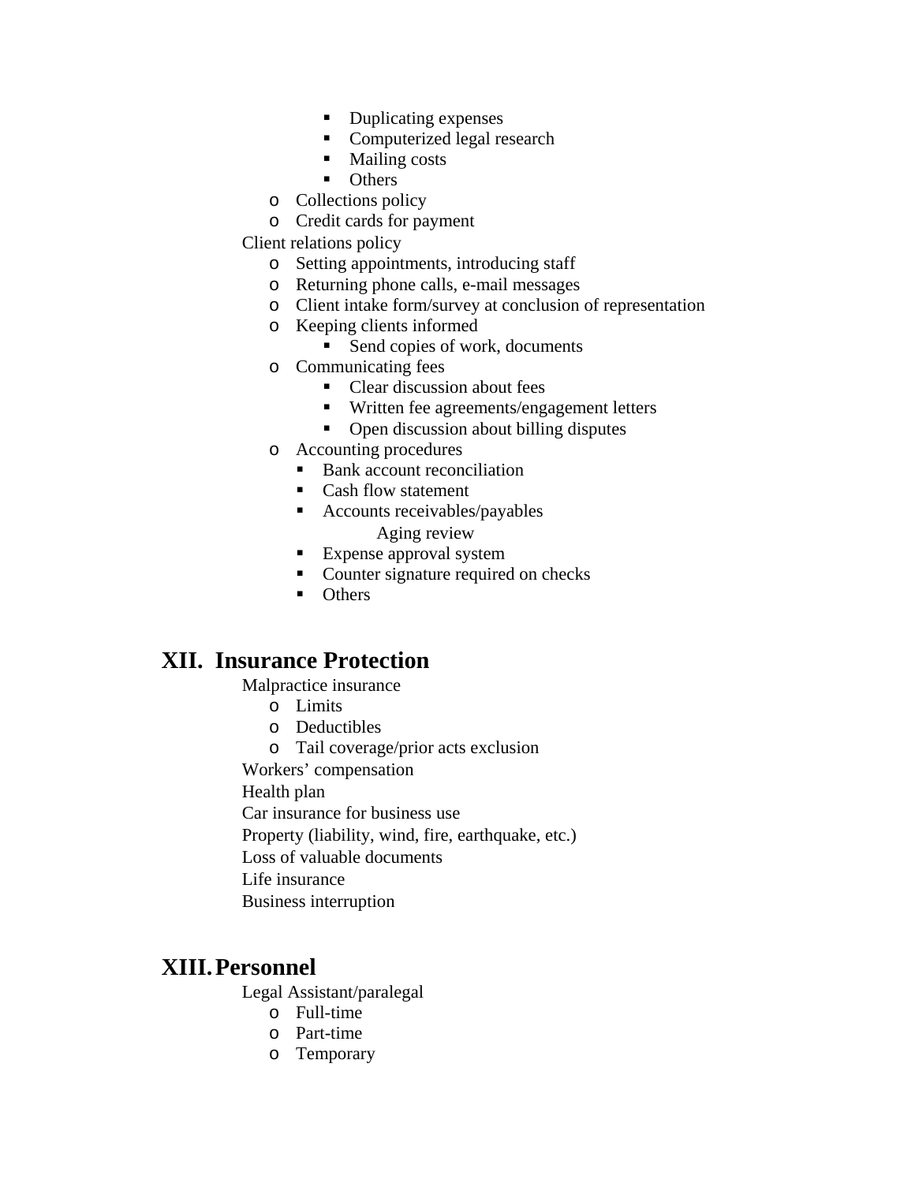- Duplicating expenses
        - Computerized legal research
        - Mailing costs
        - Others
    - Collections policy
    - Credit cards for payment

- Client relations policy
    - Setting appointments, introducing staff
    - Returning phone calls, e-mail messages
    - Client intake form/survey at conclusion of representation
    - Keeping clients informed
        - Send copies of work, documents
    - Communicating fees
        - Clear discussion about fees
        - Written fee agreements/engagement letters
        - Open discussion about billing disputes
    - Accounting procedures
        - Bank account reconciliation
        - Cash flow statement
        - Accounts receivables/payables
            - Aging review
        - Expense approval system
        - Counter signature required on checks
        - Others

## XII. Insurance Protection

- Malpractice insurance
    - Limits
    - Deductibles
    - Tail coverage/prior acts exclusion
- Workers' compensation
- Health plan
- Car insurance for business use
- Property (liability, wind, fire, earthquake, etc.)
- Loss of valuable documents
- Life insurance
- Business interruption

## XIII. Personnel

- Legal Assistant/paralegal
    - Full-time
    - Part-time
    - Temporary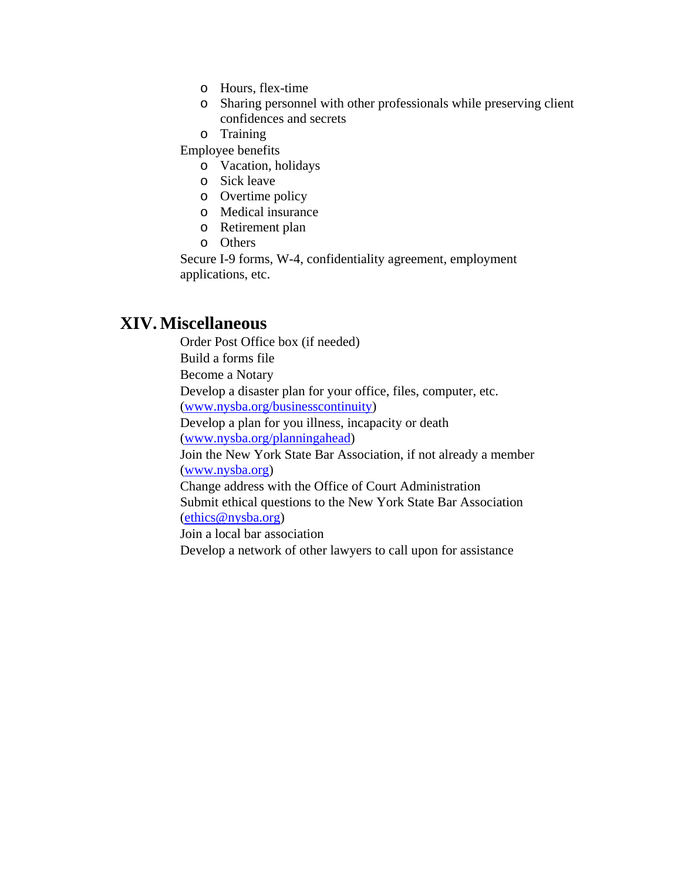- Hours, flex-time
- Sharing personnel with other professionals while preserving client confidences and secrets
- Training

Employee benefits

- Vacation, holidays
- Sick leave
- Overtime policy
- Medical insurance
- Retirement plan
- Others

Secure I-9 forms, W-4, confidentiality agreement, employment applications, etc.

## XIV. Miscellaneous

Order Post Office box (if needed)

Build a forms file

Become a Notary

Develop a disaster plan for your office, files, computer, etc. (www.nysba.org/businesscontinuity)

Develop a plan for you illness, incapacity or death (www.nysba.org/planningahead)

Join the New York State Bar Association, if not already a member (www.nysba.org)

Change address with the Office of Court Administration

Submit ethical questions to the New York State Bar Association (ethics@nysba.org)

Join a local bar association

Develop a network of other lawyers to call upon for assistance